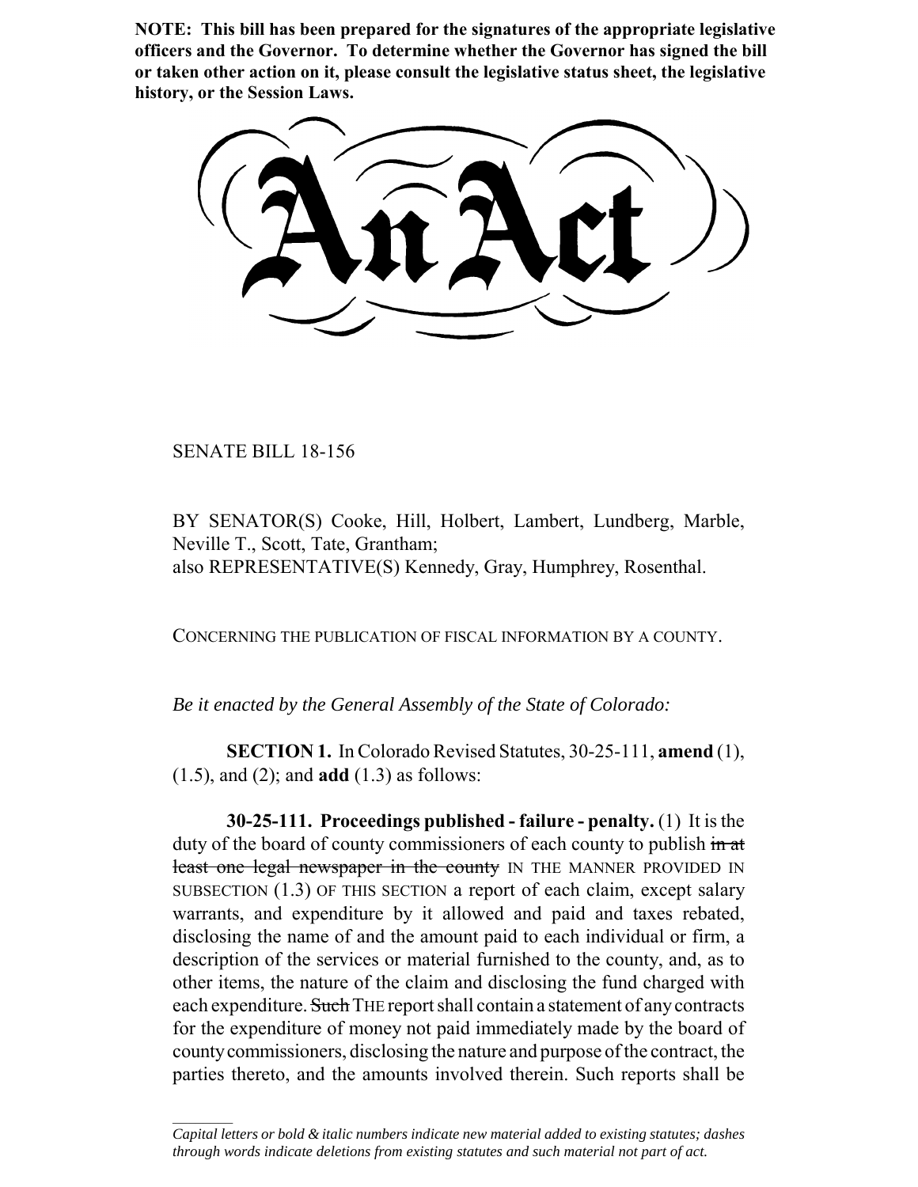**NOTE: This bill has been prepared for the signatures of the appropriate legislative officers and the Governor. To determine whether the Governor has signed the bill or taken other action on it, please consult the legislative status sheet, the legislative history, or the Session Laws.**

# An Act

SENATE BILL 18-156

BY SENATOR(S) Cooke, Hill, Holbert, Lambert, Lundberg, Marble, Neville T., Scott, Tate, Grantham;
also REPRESENTATIVE(S) Kennedy, Gray, Humphrey, Rosenthal.

CONCERNING THE PUBLICATION OF FISCAL INFORMATION BY A COUNTY.

*Be it enacted by the General Assembly of the State of Colorado:*

**SECTION 1.** In Colorado Revised Statutes, 30-25-111, **amend** (1), (1.5), and (2); and **add** (1.3) as follows:

**30-25-111. Proceedings published - failure - penalty.** (1) It is the duty of the board of county commissioners of each county to publish ~~in at least one legal newspaper in the county~~ IN THE MANNER PROVIDED IN SUBSECTION (1.3) OF THIS SECTION a report of each claim, except salary warrants, and expenditure by it allowed and paid and taxes rebated, disclosing the name of and the amount paid to each individual or firm, a description of the services or material furnished to the county, and, as to other items, the nature of the claim and disclosing the fund charged with each expenditure. ~~Such~~ THE report shall contain a statement of any contracts for the expenditure of money not paid immediately made by the board of county commissioners, disclosing the nature and purpose of the contract, the parties thereto, and the amounts involved therein. Such reports shall be

*Capital letters or bold & italic numbers indicate new material added to existing statutes; dashes through words indicate deletions from existing statutes and such material not part of act.*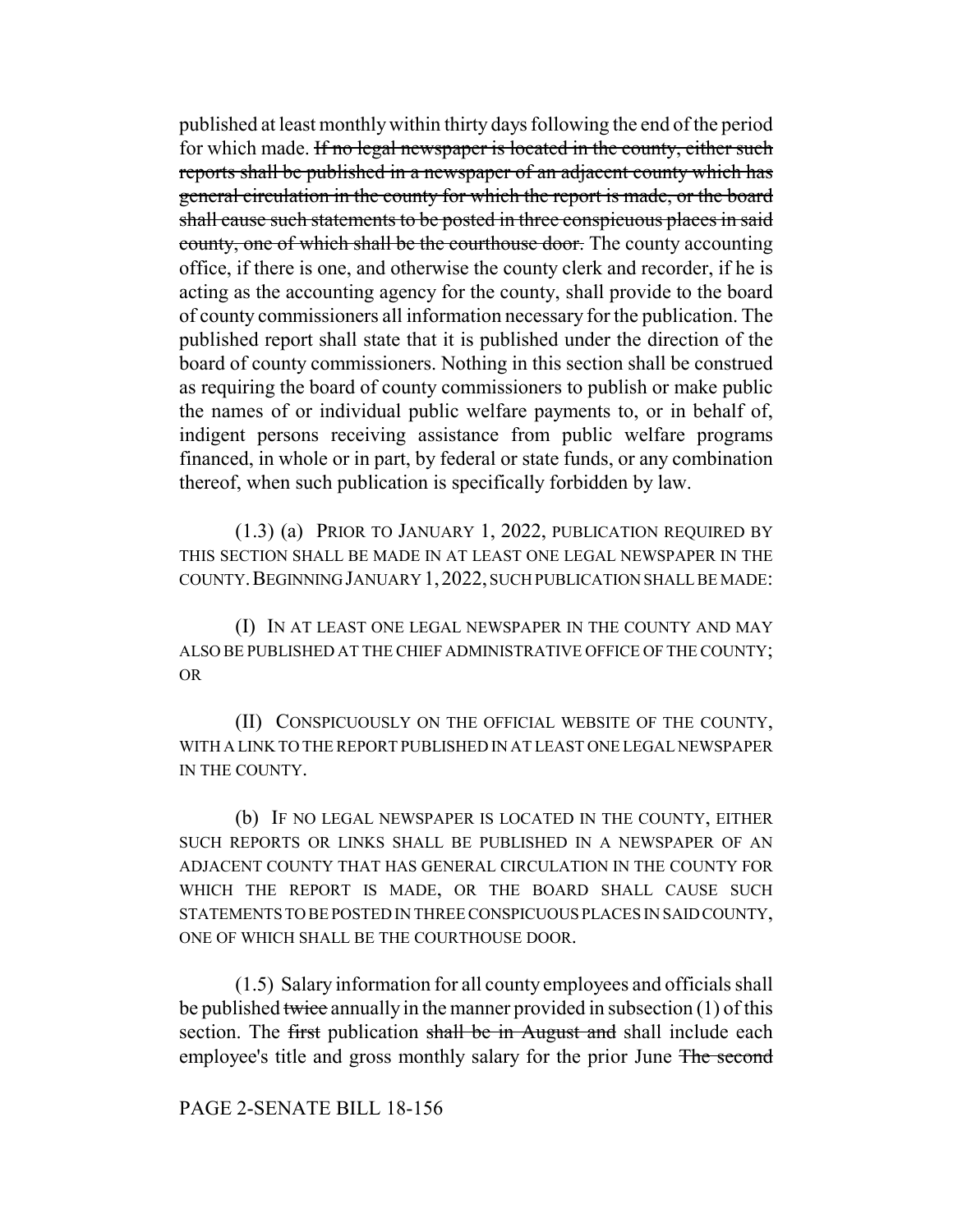published at least monthly within thirty days following the end of the period for which made. ~~If no legal newspaper is located in the county, either such reports shall be published in a newspaper of an adjacent county which has general circulation in the county for which the report is made, or the board shall cause such statements to be posted in three conspicuous places in said county, one of which shall be the courthouse door.~~ The county accounting office, if there is one, and otherwise the county clerk and recorder, if he is acting as the accounting agency for the county, shall provide to the board of county commissioners all information necessary for the publication. The published report shall state that it is published under the direction of the board of county commissioners. Nothing in this section shall be construed as requiring the board of county commissioners to publish or make public the names of or individual public welfare payments to, or in behalf of, indigent persons receiving assistance from public welfare programs financed, in whole or in part, by federal or state funds, or any combination thereof, when such publication is specifically forbidden by law.

(1.3) (a) PRIOR TO JANUARY 1, 2022, PUBLICATION REQUIRED BY THIS SECTION SHALL BE MADE IN AT LEAST ONE LEGAL NEWSPAPER IN THE COUNTY. BEGINNING JANUARY 1, 2022, SUCH PUBLICATION SHALL BE MADE:

(I) IN AT LEAST ONE LEGAL NEWSPAPER IN THE COUNTY AND MAY ALSO BE PUBLISHED AT THE CHIEF ADMINISTRATIVE OFFICE OF THE COUNTY; OR

(II) CONSPICUOUSLY ON THE OFFICIAL WEBSITE OF THE COUNTY, WITH A LINK TO THE REPORT PUBLISHED IN AT LEAST ONE LEGAL NEWSPAPER IN THE COUNTY.

(b) IF NO LEGAL NEWSPAPER IS LOCATED IN THE COUNTY, EITHER SUCH REPORTS OR LINKS SHALL BE PUBLISHED IN A NEWSPAPER OF AN ADJACENT COUNTY THAT HAS GENERAL CIRCULATION IN THE COUNTY FOR WHICH THE REPORT IS MADE, OR THE BOARD SHALL CAUSE SUCH STATEMENTS TO BE POSTED IN THREE CONSPICUOUS PLACES IN SAID COUNTY, ONE OF WHICH SHALL BE THE COURTHOUSE DOOR.

(1.5) Salary information for all county employees and officials shall be published ~~twice~~ annually in the manner provided in subsection (1) of this section. The ~~first~~ publication ~~shall be in August and~~ shall include each employee's title and gross monthly salary for the prior June ~~The second~~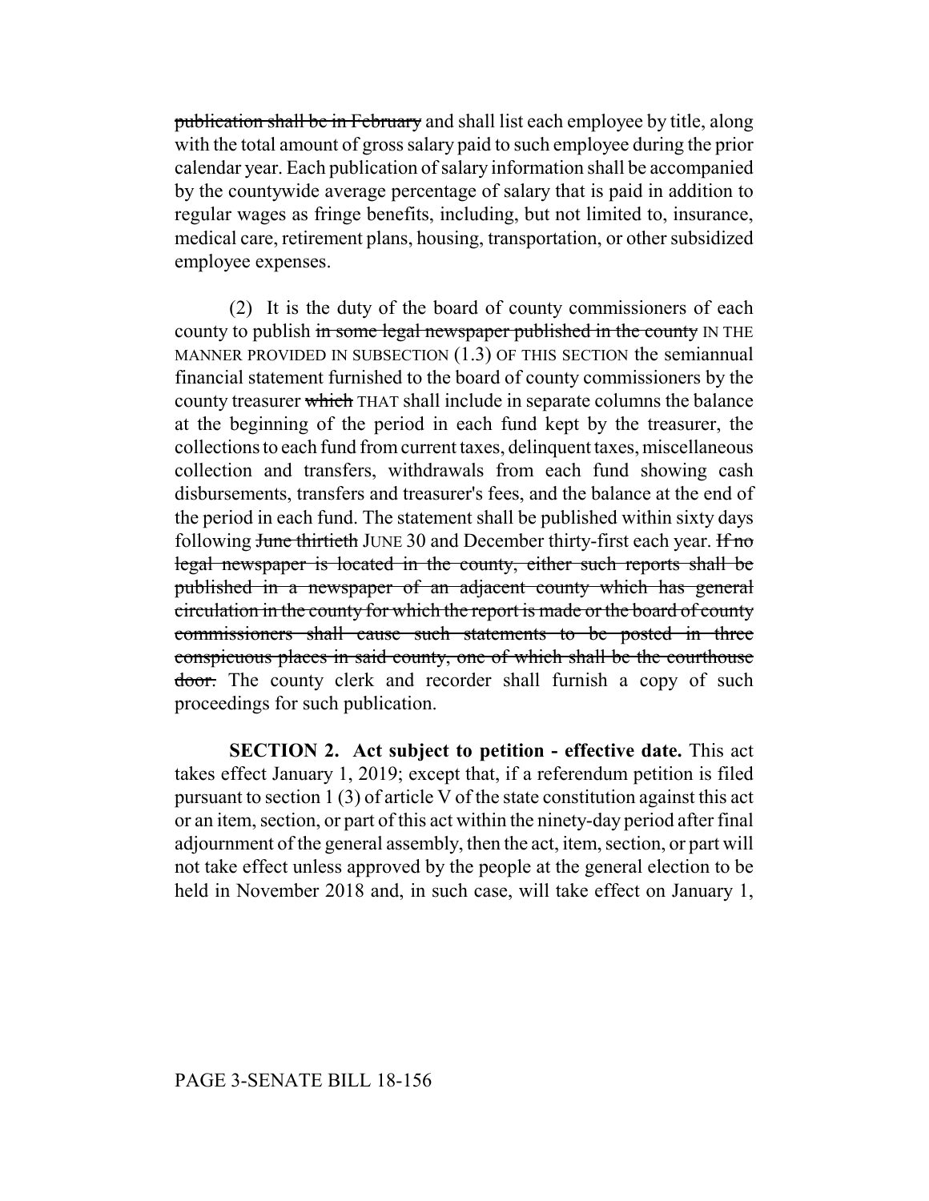~~publication shall be in February~~ and shall list each employee by title, along with the total amount of gross salary paid to such employee during the prior calendar year. Each publication of salary information shall be accompanied by the countywide average percentage of salary that is paid in addition to regular wages as fringe benefits, including, but not limited to, insurance, medical care, retirement plans, housing, transportation, or other subsidized employee expenses.

(2) It is the duty of the board of county commissioners of each county to publish ~~in some legal newspaper published in the county~~ IN THE MANNER PROVIDED IN SUBSECTION (1.3) OF THIS SECTION the semiannual financial statement furnished to the board of county commissioners by the county treasurer ~~which~~ THAT shall include in separate columns the balance at the beginning of the period in each fund kept by the treasurer, the collections to each fund from current taxes, delinquent taxes, miscellaneous collection and transfers, withdrawals from each fund showing cash disbursements, transfers and treasurer's fees, and the balance at the end of the period in each fund. The statement shall be published within sixty days following ~~June thirtieth~~ JUNE 30 and December thirty-first each year. ~~If no legal newspaper is located in the county, either such reports shall be published in a newspaper of an adjacent county which has general circulation in the county for which the report is made or the board of county commissioners shall cause such statements to be posted in three conspicuous places in said county, one of which shall be the courthouse door.~~ The county clerk and recorder shall furnish a copy of such proceedings for such publication.

**SECTION 2. Act subject to petition - effective date.** This act takes effect January 1, 2019; except that, if a referendum petition is filed pursuant to section 1 (3) of article V of the state constitution against this act or an item, section, or part of this act within the ninety-day period after final adjournment of the general assembly, then the act, item, section, or part will not take effect unless approved by the people at the general election to be held in November 2018 and, in such case, will take effect on January 1,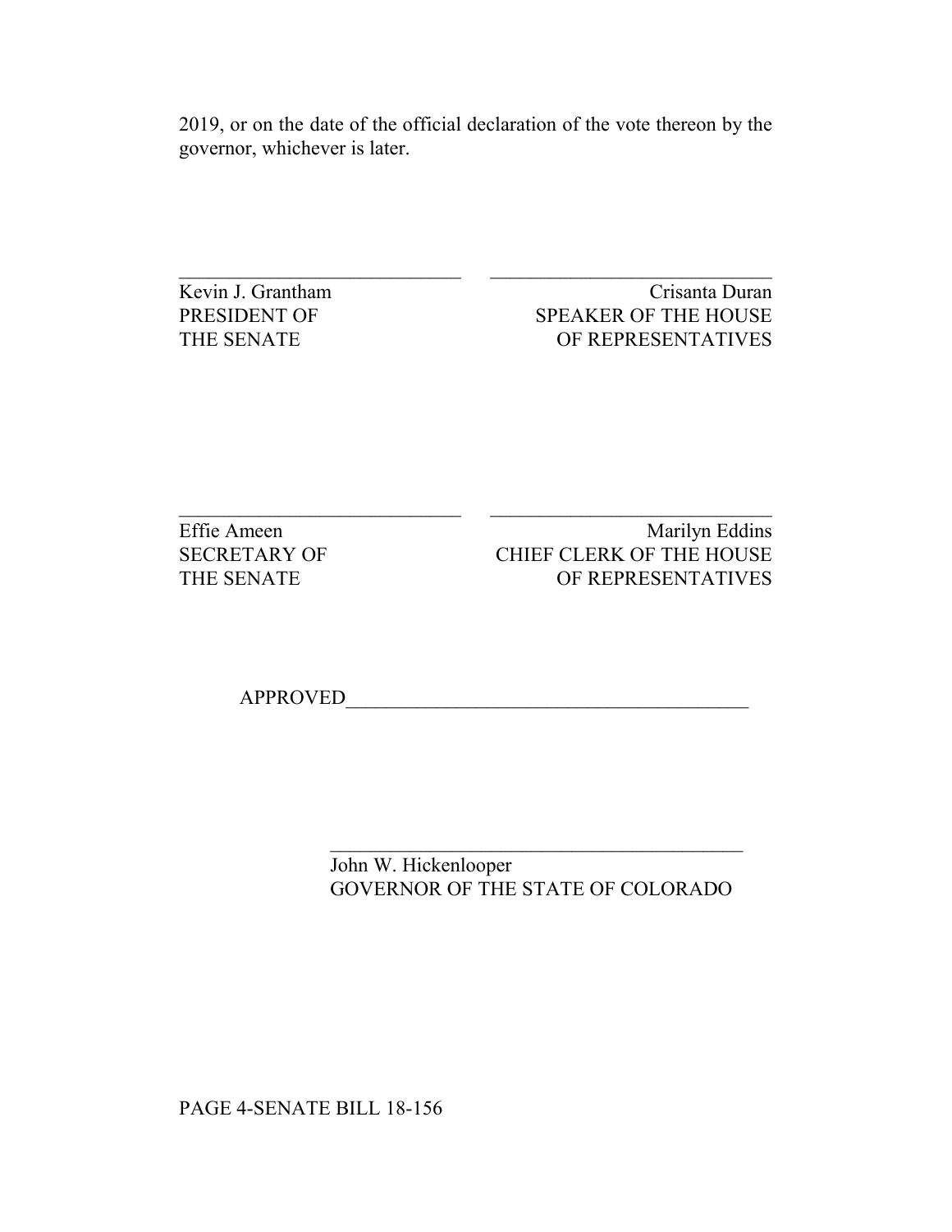2019, or on the date of the official declaration of the vote thereon by the governor, whichever is later.

____________________________ ____________________________
Kevin J. Grantham                                                    Crisanta Duran
PRESIDENT OF                                              SPEAKER OF THE HOUSE
THE SENATE                                                  OF REPRESENTATIVES

____________________________ ____________________________
Effie Ameen                                                           Marilyn Eddins
SECRETARY OF                                          CHIEF CLERK OF THE HOUSE
THE SENATE                                                  OF REPRESENTATIVES

APPROVED________________________________________

_________________________________________
John W. Hickenlooper
GOVERNOR OF THE STATE OF COLORADO

PAGE 4-SENATE BILL 18-156